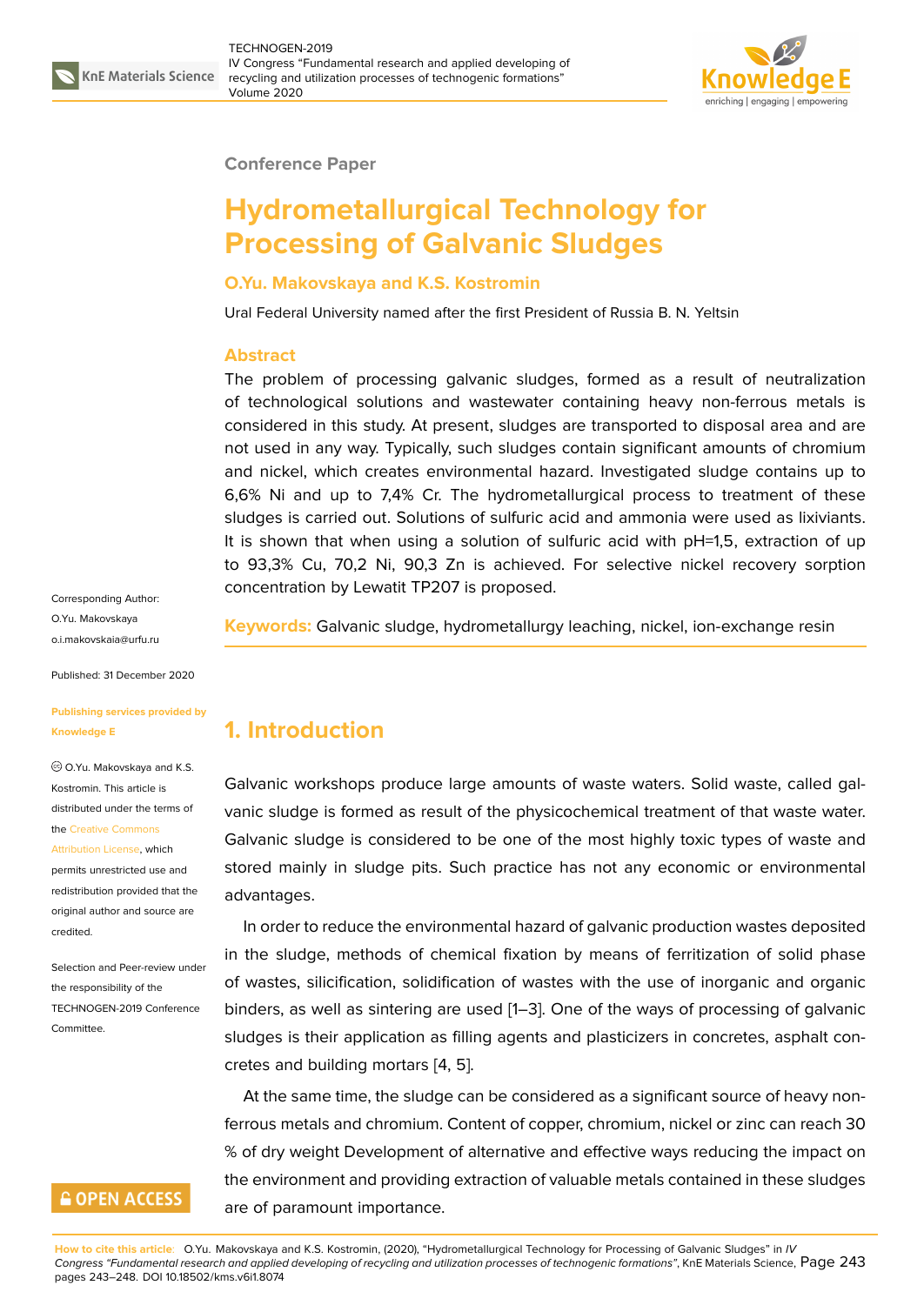Conference Paper

# Hydrometallurgical Technology for Processing of Galvanic Sludges

**O.Yu. Makovskaya and K.S. Kostromin**

Ural Federal University named after the first President of Russia B. N. Yeltsin

### Abstract

The problem of processing galvanic sludges, formed as a result of neutralization of technological solutions and wastewater containing heavy non-ferrous metals is considered in this study. At present, sludges are transported to disposal area and are not used in any way. Typically, such sludges contain significant amounts of chromium and nickel, which creates environmental hazard. Investigated sludge contains up to 6,6% Ni and up to 7,4% Cr. The hydrometallurgical process to treatment of these sludges is carried out. Solutions of sulfuric acid and ammonia were used as lixiviants. It is shown that when using a solution of sulfuric acid with pH=1,5, extraction of up to 93,3% Cu, 70,2 Ni, 90,3 Zn is achieved. For selective nickel recovery sorption concentration by Lewatit TP207 is proposed.

**Keywords:** Galvanic sludge, hydrometallurgy leaching, nickel, ion-exchange resin

Corresponding Author: O.Yu. Makovskaya o.i.makovskaia@urfu.ru

Published: 31 December 2020

Publishing services provided by Knowledge E

© O.Yu. Makovskaya and K.S. Kostromin. This article is distributed under the terms of the Creative Commons Attribution License, which permits unrestricted use and redistribution provided that the original author and source are credited.

Selection and Peer-review under the responsibility of the TECHNOGEN-2019 Conference Committee.

## 1. Introduction

Galvanic workshops produce large amounts of waste waters. Solid waste, called galvanic sludge is formed as result of the physicochemical treatment of that waste water. Galvanic sludge is considered to be one of the most highly toxic types of waste and stored mainly in sludge pits. Such practice has not any economic or environmental advantages.

In order to reduce the environmental hazard of galvanic production wastes deposited in the sludge, methods of chemical fixation by means of ferritization of solid phase of wastes, silicification, solidification of wastes with the use of inorganic and organic binders, as well as sintering are used [1–3]. One of the ways of processing of galvanic sludges is their application as filling agents and plasticizers in concretes, asphalt concretes and building mortars [4, 5].

At the same time, the sludge can be considered as a significant source of heavy non-ferrous metals and chromium. Content of copper, chromium, nickel or zinc can reach 30 % of dry weight Development of alternative and effective ways reducing the impact on the environment and providing extraction of valuable metals contained in these sludges are of paramount importance.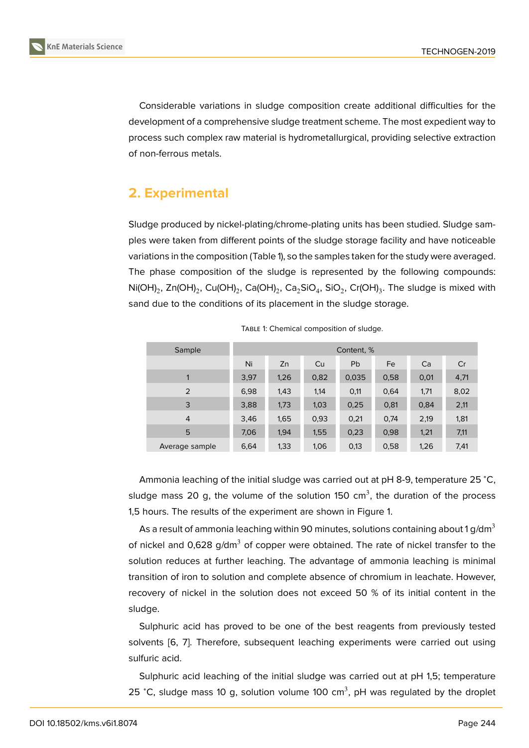Considerable variations in sludge composition create additional difficulties for the development of a comprehensive sludge treatment scheme. The most expedient way to process such complex raw material is hydrometallurgical, providing selective extraction of non-ferrous metals.

## 2. Experimental

Sludge produced by nickel-plating/chrome-plating units has been studied. Sludge samples were taken from different points of the sludge storage facility and have noticeable variations in the composition (Table 1), so the samples taken for the study were averaged. The phase composition of the sludge is represented by the following compounds: $Ni(OH)_2$, $Zn(OH)_2$, $Cu(OH)_2$, $Ca(OH)_2$, $Ca_2SiO_4$, $SiO_2$, $Cr(OH)_3$. The sludge is mixed with sand due to the conditions of its placement in the sludge storage.

Table 1: Chemical composition of sludge.

| Sample | Content, % | | | | | | |
|---|---|---|---|---|---|---|---|
| | Ni | Zn | Cu | Pb | Fe | Ca | Cr |
| 1 | 3,97 | 1,26 | 0,82 | 0,035 | 0,58 | 0,01 | 4,71 |
| 2 | 6,98 | 1,43 | 1,14 | 0,11 | 0,64 | 1,71 | 8,02 |
| 3 | 3,88 | 1,73 | 1,03 | 0,25 | 0,81 | 0,84 | 2,11 |
| 4 | 3,46 | 1,65 | 0,93 | 0,21 | 0,74 | 2,19 | 1,81 |
| 5 | 7,06 | 1,94 | 1,55 | 0,23 | 0,98 | 1,21 | 7,11 |
| Average sample | 6,64 | 1,33 | 1,06 | 0,13 | 0,58 | 1,26 | 7,41 |

Ammonia leaching of the initial sludge was carried out at pH 8-9, temperature 25 °C, sludge mass 20 g, the volume of the solution 150 $cm^3$, the duration of the process 1,5 hours. The results of the experiment are shown in Figure 1.

As a result of ammonia leaching within 90 minutes, solutions containing about 1 $g/dm^3$ of nickel and 0,628 $g/dm^3$ of copper were obtained. The rate of nickel transfer to the solution reduces at further leaching. The advantage of ammonia leaching is minimal transition of iron to solution and complete absence of chromium in leachate. However, recovery of nickel in the solution does not exceed 50 % of its initial content in the sludge.

Sulphuric acid has proved to be one of the best reagents from previously tested solvents [6, 7]. Therefore, subsequent leaching experiments were carried out using sulfuric acid.

Sulphuric acid leaching of the initial sludge was carried out at pH 1,5; temperature 25 °C, sludge mass 10 g, solution volume 100 $cm^3$, pH was regulated by the droplet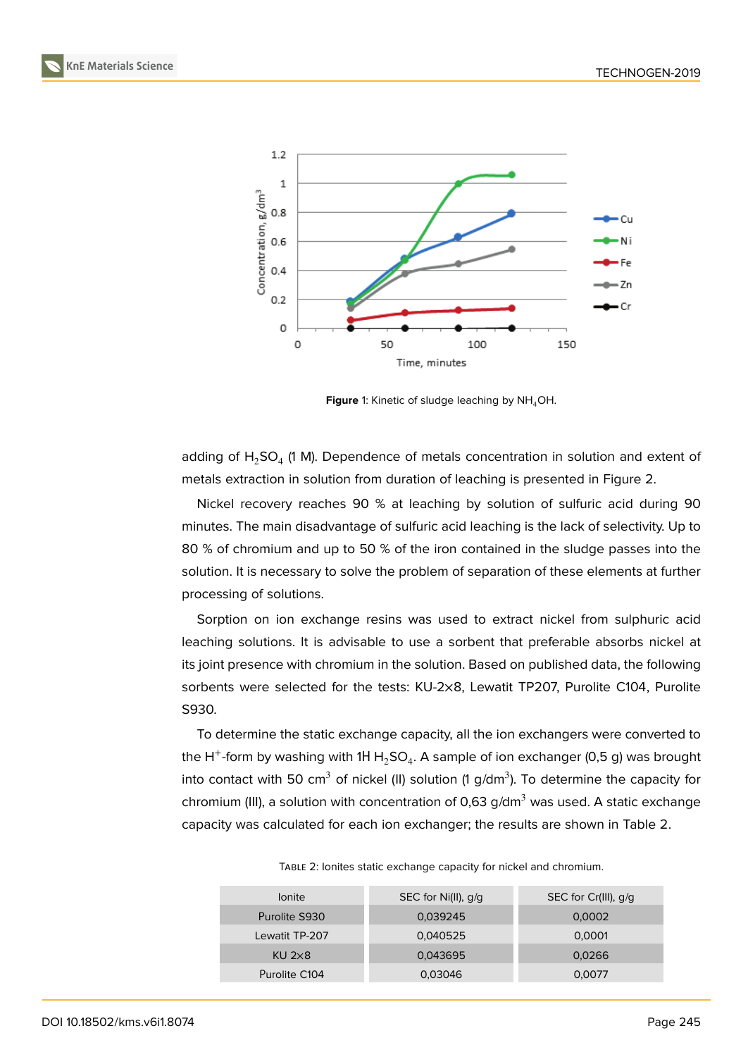Figure 1: Kinetic of sludge leaching by $NH_4OH$.

adding of $H_2SO_4$ (1 M). Dependence of metals concentration in solution and extent of metals extraction in solution from duration of leaching is presented in Figure 2.

Nickel recovery reaches 90 % at leaching by solution of sulfuric acid during 90 minutes. The main disadvantage of sulfuric acid leaching is the lack of selectivity. Up to 80 % of chromium and up to 50 % of the iron contained in the sludge passes into the solution. It is necessary to solve the problem of separation of these elements at further processing of solutions.

Sorption on ion exchange resins was used to extract nickel from sulphuric acid leaching solutions. It is advisable to use a sorbent that preferable absorbs nickel at its joint presence with chromium in the solution. Based on published data, the following sorbents were selected for the tests: KU-2×8, Lewatit TP207, Purolite C104, Purolite S930.

To determine the static exchange capacity, all the ion exchangers were converted to the $H^+$-form by washing with 1H $H_2SO_4$. A sample of ion exchanger (0,5 g) was brought into contact with 50 $cm^3$ of nickel (II) solution (1 g/$dm^3$). To determine the capacity for chromium (III), a solution with concentration of 0,63 g/$dm^3$ was used. A static exchange capacity was calculated for each ion exchanger; the results are shown in Table 2.

Table 2: Ionites static exchange capacity for nickel and chromium.

| Ionite | SEC for Ni(II), g/g | SEC for Cr(III), g/g |
|---|---|---|
| Purolite S930 | 0,039245 | 0,0002 |
| Lewatit TP-207 | 0,040525 | 0,0001 |
| KU 2×8 | 0,043695 | 0,0266 |
| Purolite C104 | 0,03046 | 0,0077 |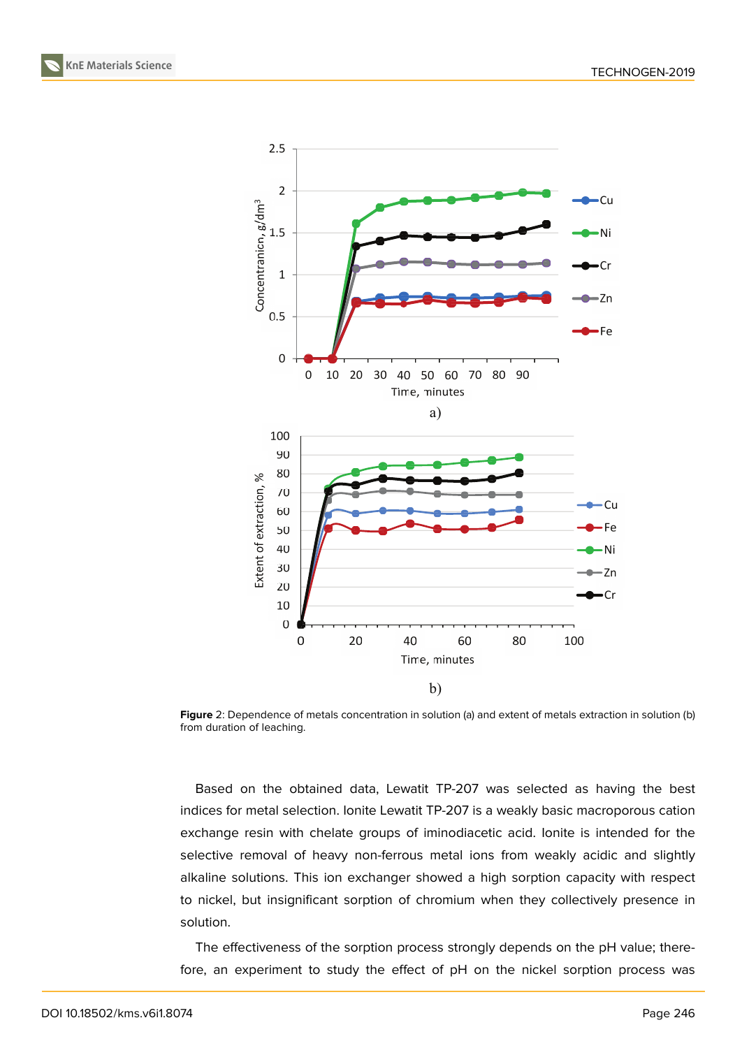**Figure** 2: Dependence of metals concentration in solution (a) and extent of metals extraction in solution (b) from duration of leaching.

Based on the obtained data, Lewatit TP-207 was selected as having the best indices for metal selection. Ionite Lewatit TP-207 is a weakly basic macroporous cation exchange resin with chelate groups of iminodiacetic acid. Ionite is intended for the selective removal of heavy non-ferrous metal ions from weakly acidic and slightly alkaline solutions. This ion exchanger showed a high sorption capacity with respect to nickel, but insignificant sorption of chromium when they collectively presence in solution.

The effectiveness of the sorption process strongly depends on the pH value; therefore, an experiment to study the effect of pH on the nickel sorption process was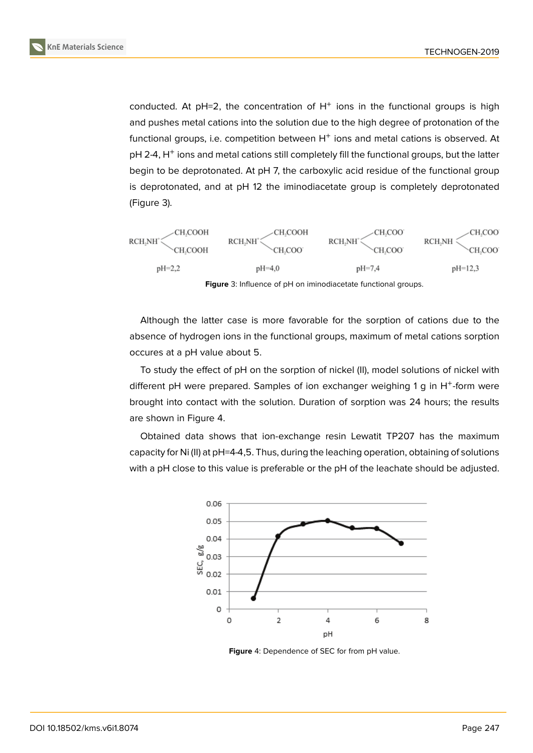conducted. At pH=2, the concentration of $H^+$ ions in the functional groups is high and pushes metal cations into the solution due to the high degree of protonation of the functional groups, i.e. competition between $H^+$ ions and metal cations is observed. At pH 2-4, $H^+$ ions and metal cations still completely fill the functional groups, but the latter begin to be deprotonated. At pH 7, the carboxylic acid residue of the functional group is deprotonated, and at pH 12 the iminodiacetate group is completely deprotonated (Figure 3).

**Figure** 3: Influence of pH on iminodiacetate functional groups.

Although the latter case is more favorable for the sorption of cations due to the absence of hydrogen ions in the functional groups, maximum of metal cations sorption occures at a pH value about 5.

To study the effect of pH on the sorption of nickel (II), model solutions of nickel with different pH were prepared. Samples of ion exchanger weighing 1 g in $H^+$-form were brought into contact with the solution. Duration of sorption was 24 hours; the results are shown in Figure 4.

Obtained data shows that ion-exchange resin Lewatit TP207 has the maximum capacity for Ni (II) at pH=4-4,5. Thus, during the leaching operation, obtaining of solutions with a pH close to this value is preferable or the pH of the leachate should be adjusted.

**Figure** 4: Dependence of SEC for from pH value.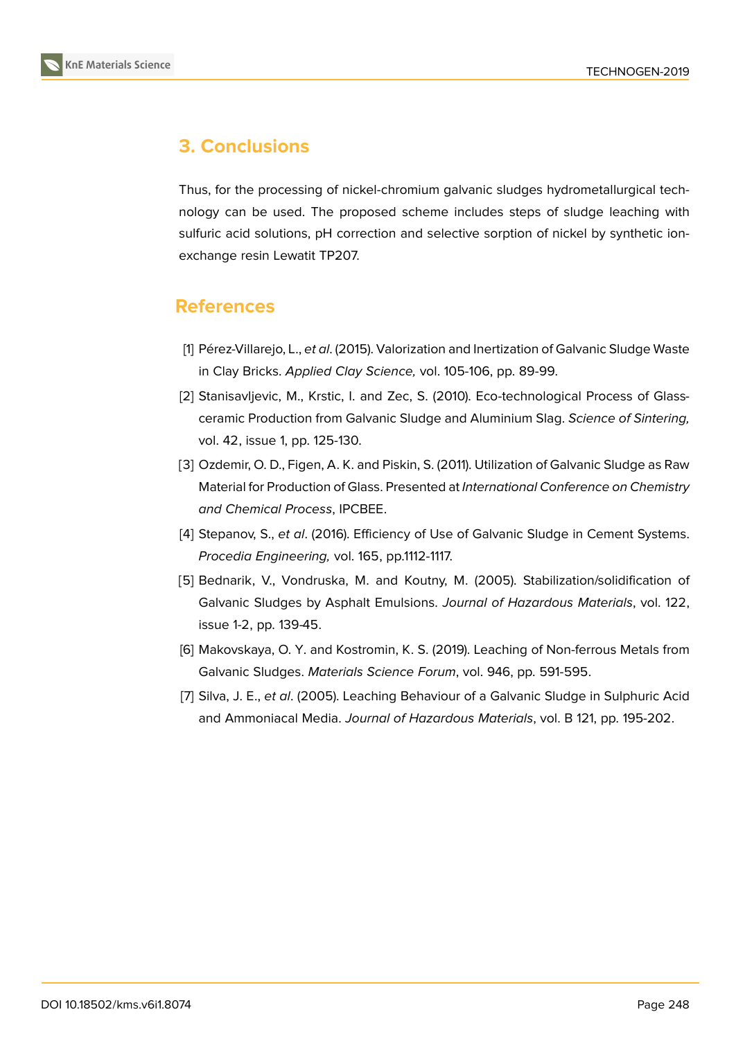## 3. Conclusions

Thus, for the processing of nickel-chromium galvanic sludges hydrometallurgical technology can be used. The proposed scheme includes steps of sludge leaching with sulfuric acid solutions, pH correction and selective sorption of nickel by synthetic ion-exchange resin Lewatit TP207.

## References

[1] Pérez-Villarejo, L., *et al*. (2015). Valorization and Inertization of Galvanic Sludge Waste in Clay Bricks. *Applied Clay Science,* vol. 105-106, pp. 89-99.

[2] Stanisavljevic, M., Krstic, I. and Zec, S. (2010). Eco-technological Process of Glass-ceramic Production from Galvanic Sludge and Aluminium Slag. *Science of Sintering,* vol. 42, issue 1, pp. 125-130.

[3] Ozdemir, O. D., Figen, A. K. and Piskin, S. (2011). Utilization of Galvanic Sludge as Raw Material for Production of Glass. Presented at *International Conference on Chemistry and Chemical Process*, IPCBEE.

[4] Stepanov, S., *et al*. (2016). Efficiency of Use of Galvanic Sludge in Cement Systems. *Procedia Engineering,* vol. 165, pp.1112-1117.

[5] Bednarik, V., Vondruska, M. and Koutny, M. (2005). Stabilization/solidification of Galvanic Sludges by Asphalt Emulsions. *Journal of Hazardous Materials*, vol. 122, issue 1-2, pp. 139-45.

[6] Makovskaya, O. Y. and Kostromin, K. S. (2019). Leaching of Non-ferrous Metals from Galvanic Sludges. *Materials Science Forum*, vol. 946, pp. 591-595.

[7] Silva, J. E., *et al*. (2005). Leaching Behaviour of a Galvanic Sludge in Sulphuric Acid and Ammoniacal Media. *Journal of Hazardous Materials*, vol. B 121, pp. 195-202.